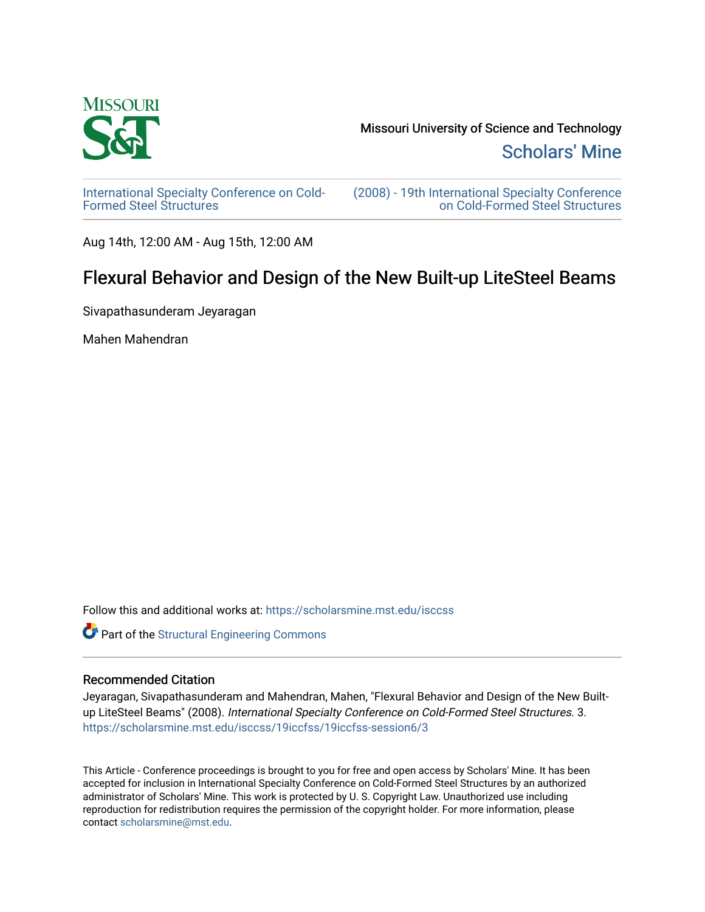Missouri University of Science and Technology

Scholars' Mine

International Specialty Conference on Cold-Formed Steel Structures

(2008) - 19th International Specialty Conference on Cold-Formed Steel Structures

Aug 14th, 12:00 AM - Aug 15th, 12:00 AM

# Flexural Behavior and Design of the New Built-up LiteSteel Beams

Sivapathasunderam Jeyaragan

Mahen Mahendran

Follow this and additional works at: https://scholarsmine.mst.edu/isccss

Part of the Structural Engineering Commons

## Recommended Citation

Jeyaragan, Sivapathasunderam and Mahendran, Mahen, "Flexural Behavior and Design of the New Built-up LiteSteel Beams" (2008). *International Specialty Conference on Cold-Formed Steel Structures*. 3. https://scholarsmine.mst.edu/isccss/19iccfss/19iccfss-session6/3

This Article - Conference proceedings is brought to you for free and open access by Scholars' Mine. It has been accepted for inclusion in International Specialty Conference on Cold-Formed Steel Structures by an authorized administrator of Scholars' Mine. This work is protected by U. S. Copyright Law. Unauthorized use including reproduction for redistribution requires the permission of the copyright holder. For more information, please contact scholarsmine@mst.edu.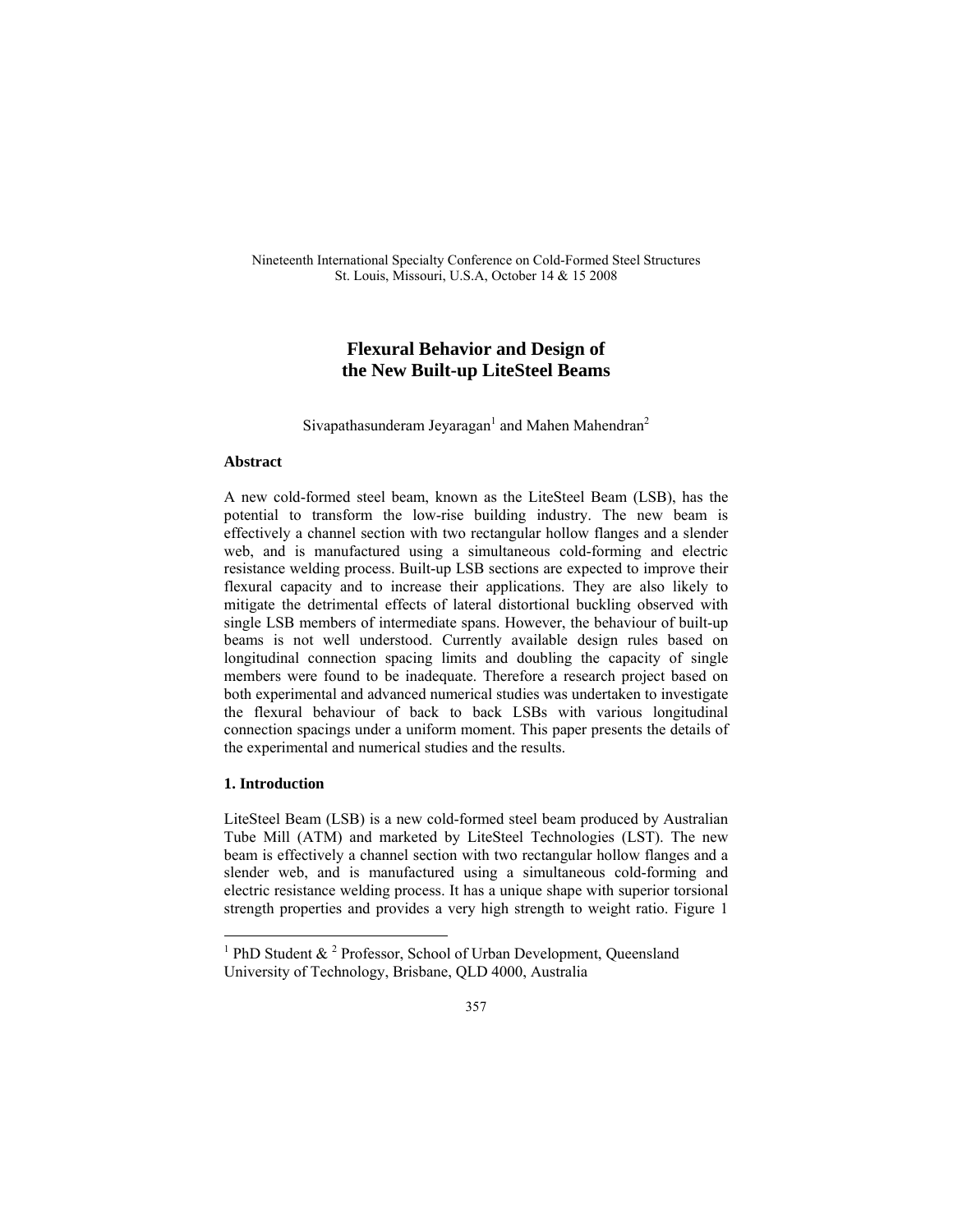Nineteenth International Specialty Conference on Cold-Formed Steel Structures
St. Louis, Missouri, U.S.A, October 14 & 15 2008

# Flexural Behavior and Design of the New Built-up LiteSteel Beams

Sivapathasunderam Jeyaragan[1] and Mahen Mahendran[2]

## Abstract

A new cold-formed steel beam, known as the LiteSteel Beam (LSB), has the potential to transform the low-rise building industry. The new beam is effectively a channel section with two rectangular hollow flanges and a slender web, and is manufactured using a simultaneous cold-forming and electric resistance welding process. Built-up LSB sections are expected to improve their flexural capacity and to increase their applications. They are also likely to mitigate the detrimental effects of lateral distortional buckling observed with single LSB members of intermediate spans. However, the behaviour of built-up beams is not well understood. Currently available design rules based on longitudinal connection spacing limits and doubling the capacity of single members were found to be inadequate. Therefore a research project based on both experimental and advanced numerical studies was undertaken to investigate the flexural behaviour of back to back LSBs with various longitudinal connection spacings under a uniform moment. This paper presents the details of the experimental and numerical studies and the results.

## 1. Introduction

LiteSteel Beam (LSB) is a new cold-formed steel beam produced by Australian Tube Mill (ATM) and marketed by LiteSteel Technologies (LST). The new beam is effectively a channel section with two rectangular hollow flanges and a slender web, and is manufactured using a simultaneous cold-forming and electric resistance welding process. It has a unique shape with superior torsional strength properties and provides a very high strength to weight ratio. Figure 1

---

[1] PhD Student & [2] Professor, School of Urban Development, Queensland University of Technology, Brisbane, QLD 4000, Australia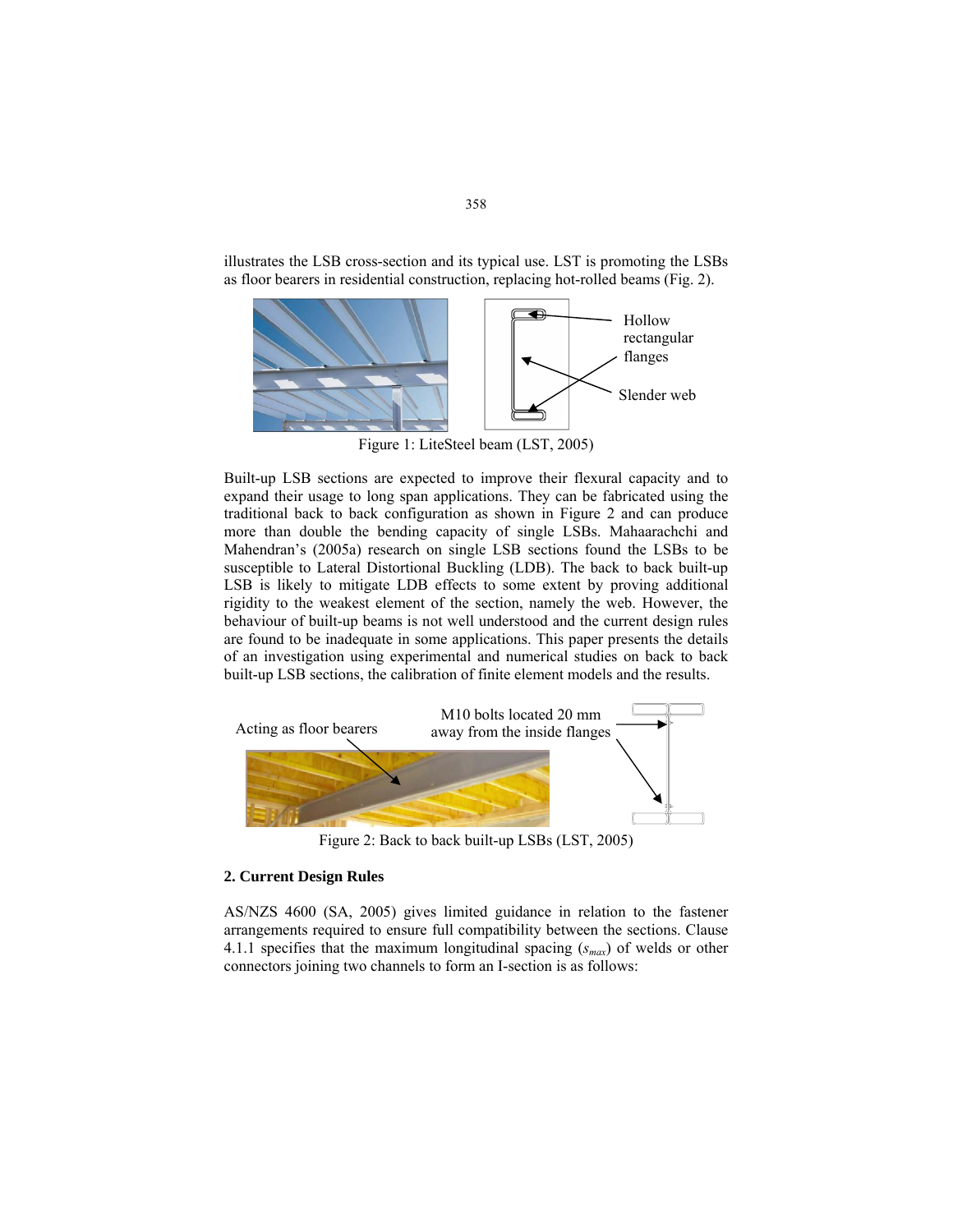illustrates the LSB cross-section and its typical use. LST is promoting the LSBs as floor bearers in residential construction, replacing hot-rolled beams (Fig. 2).

Hollow rectangular flanges

Slender web

Figure 1: LiteSteel beam (LST, 2005)

Built-up LSB sections are expected to improve their flexural capacity and to expand their usage to long span applications. They can be fabricated using the traditional back to back configuration as shown in Figure 2 and can produce more than double the bending capacity of single LSBs. Mahaarachchi and Mahendran's (2005a) research on single LSB sections found the LSBs to be susceptible to Lateral Distortional Buckling (LDB). The back to back built-up LSB is likely to mitigate LDB effects to some extent by proving additional rigidity to the weakest element of the section, namely the web. However, the behaviour of built-up beams is not well understood and the current design rules are found to be inadequate in some applications. This paper presents the details of an investigation using experimental and numerical studies on back to back built-up LSB sections, the calibration of finite element models and the results.

Acting as floor bearers

M10 bolts located 20 mm away from the inside flanges

Figure 2: Back to back built-up LSBs (LST, 2005)

## 2. Current Design Rules

AS/NZS 4600 (SA, 2005) gives limited guidance in relation to the fastener arrangements required to ensure full compatibility between the sections. Clause 4.1.1 specifies that the maximum longitudinal spacing ($s_{max}$) of welds or other connectors joining two channels to form an I-section is as follows: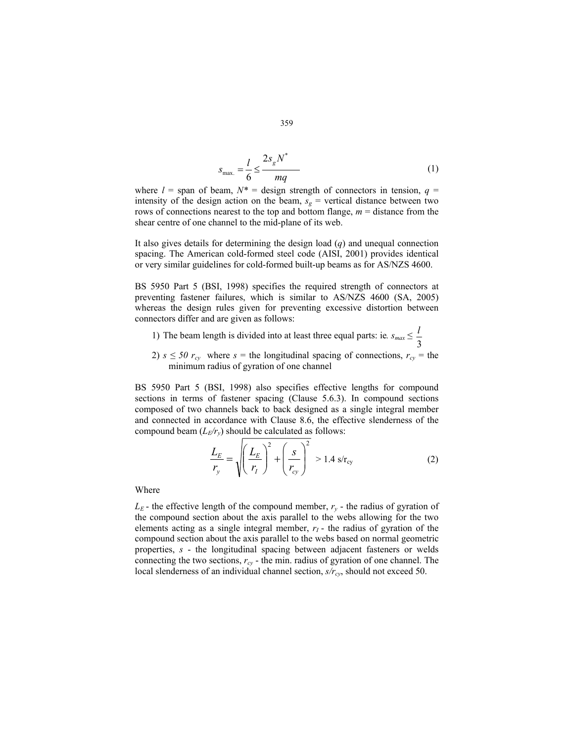$$s_{\max.} = \frac{l}{6} \leq \frac{2 s_g N^*}{mq} \tag{1}$$

where $l$ = span of beam, $N^*$ = design strength of connectors in tension, $q$ = intensity of the design action on the beam, $s_g$ = vertical distance between two rows of connections nearest to the top and bottom flange, $m$ = distance from the shear centre of one channel to the mid-plane of its web.

It also gives details for determining the design load ($q$) and unequal connection spacing. The American cold-formed steel code (AISI, 2001) provides identical or very similar guidelines for cold-formed built-up beams as for AS/NZS 4600.

BS 5950 Part 5 (BSI, 1998) specifies the required strength of connectors at preventing fastener failures, which is similar to AS/NZS 4600 (SA, 2005) whereas the design rules given for preventing excessive distortion between connectors differ and are given as follows:

1) The beam length is divided into at least three equal parts: ie. $s_{max} \leq \frac{l}{3}$
2) $s \leq 50\, r_{cy}$ where $s$ = the longitudinal spacing of connections, $r_{cy}$ = the minimum radius of gyration of one channel

BS 5950 Part 5 (BSI, 1998) also specifies effective lengths for compound sections in terms of fastener spacing (Clause 5.6.3). In compound sections composed of two channels back to back designed as a single integral member and connected in accordance with Clause 8.6, the effective slenderness of the compound beam ($L_E/r_y$) should be calculated as follows:

$$\frac{L_E}{r_y} = \sqrt{\left(\frac{L_E}{r_I}\right)^2 + \left(\frac{s}{r_{cy}}\right)^2} > 1.4\, s/r_{cy} \tag{2}$$

Where

$L_E$ - the effective length of the compound member, $r_y$ - the radius of gyration of the compound section about the axis parallel to the webs allowing for the two elements acting as a single integral member, $r_I$ - the radius of gyration of the compound section about the axis parallel to the webs based on normal geometric properties, $s$ - the longitudinal spacing between adjacent fasteners or welds connecting the two sections, $r_{cy}$ - the min. radius of gyration of one channel. The local slenderness of an individual channel section, $s/r_{cy}$, should not exceed 50.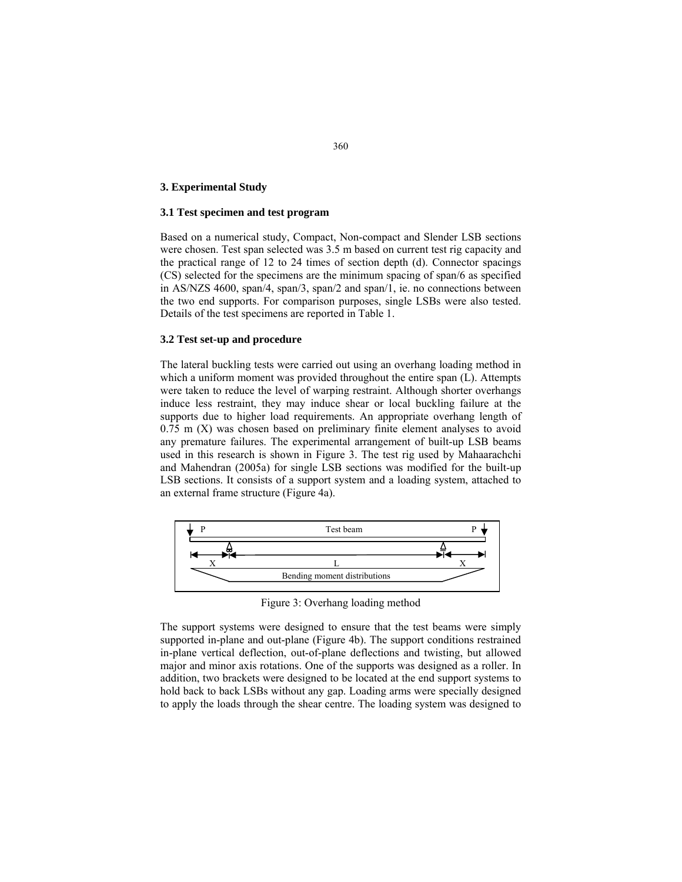## 3. Experimental Study

### 3.1 Test specimen and test program

Based on a numerical study, Compact, Non-compact and Slender LSB sections were chosen. Test span selected was 3.5 m based on current test rig capacity and the practical range of 12 to 24 times of section depth (d). Connector spacings (CS) selected for the specimens are the minimum spacing of span/6 as specified in AS/NZS 4600, span/4, span/3, span/2 and span/1, ie. no connections between the two end supports. For comparison purposes, single LSBs were also tested. Details of the test specimens are reported in Table 1.

### 3.2 Test set-up and procedure

The lateral buckling tests were carried out using an overhang loading method in which a uniform moment was provided throughout the entire span (L). Attempts were taken to reduce the level of warping restraint. Although shorter overhangs induce less restraint, they may induce shear or local buckling failure at the supports due to higher load requirements. An appropriate overhang length of 0.75 m (X) was chosen based on preliminary finite element analyses to avoid any premature failures. The experimental arrangement of built-up LSB beams used in this research is shown in Figure 3. The test rig used by Mahaarachchi and Mahendran (2005a) for single LSB sections was modified for the built-up LSB sections. It consists of a support system and a loading system, attached to an external frame structure (Figure 4a).

Figure 3: Overhang loading method

The support systems were designed to ensure that the test beams were simply supported in-plane and out-plane (Figure 4b). The support conditions restrained in-plane vertical deflection, out-of-plane deflections and twisting, but allowed major and minor axis rotations. One of the supports was designed as a roller. In addition, two brackets were designed to be located at the end support systems to hold back to back LSBs without any gap. Loading arms were specially designed to apply the loads through the shear centre. The loading system was designed to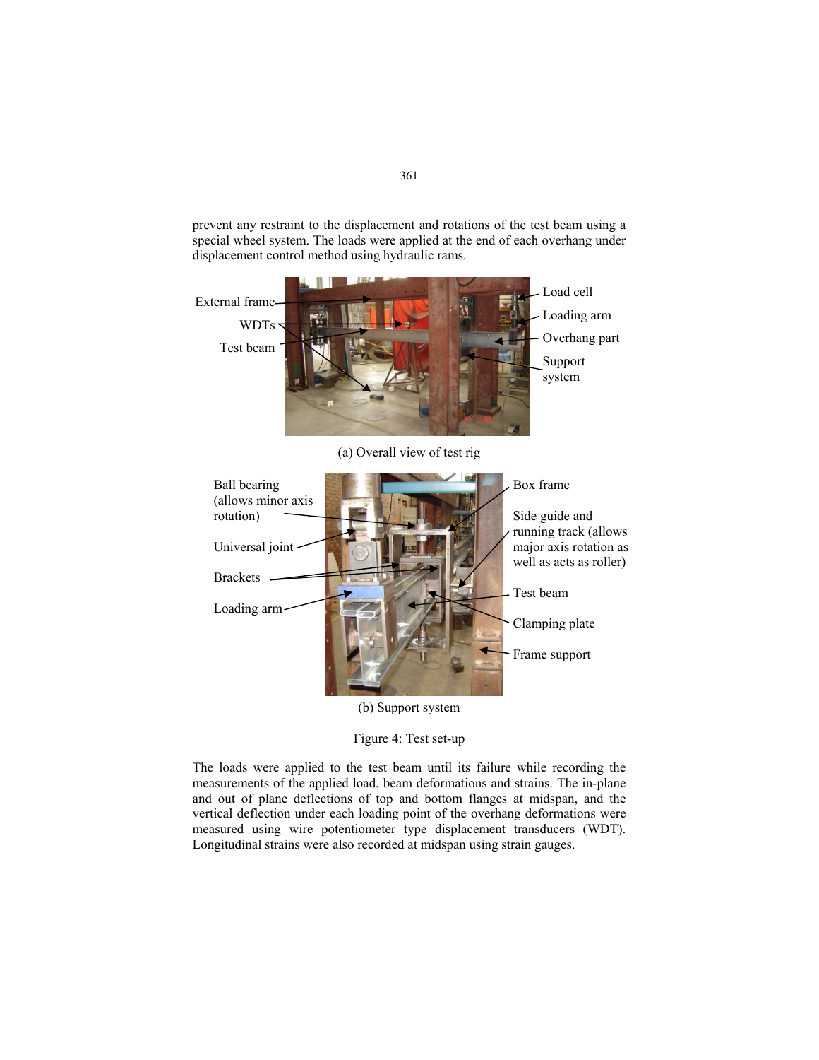prevent any restraint to the displacement and rotations of the test beam using a special wheel system. The loads were applied at the end of each overhang under displacement control method using hydraulic rams.

External frame
WDTs
Test beam
Load cell
Loading arm
Overhang part
Support system

(a) Overall view of test rig

Ball bearing (allows minor axis rotation)
Universal joint
Brackets
Loading arm
Box frame
Side guide and running track (allows major axis rotation as well as acts as roller)
Test beam
Clamping plate
Frame support

(b) Support system

Figure 4: Test set-up

The loads were applied to the test beam until its failure while recording the measurements of the applied load, beam deformations and strains. The in-plane and out of plane deflections of top and bottom flanges at midspan, and the vertical deflection under each loading point of the overhang deformations were measured using wire potentiometer type displacement transducers (WDT). Longitudinal strains were also recorded at midspan using strain gauges.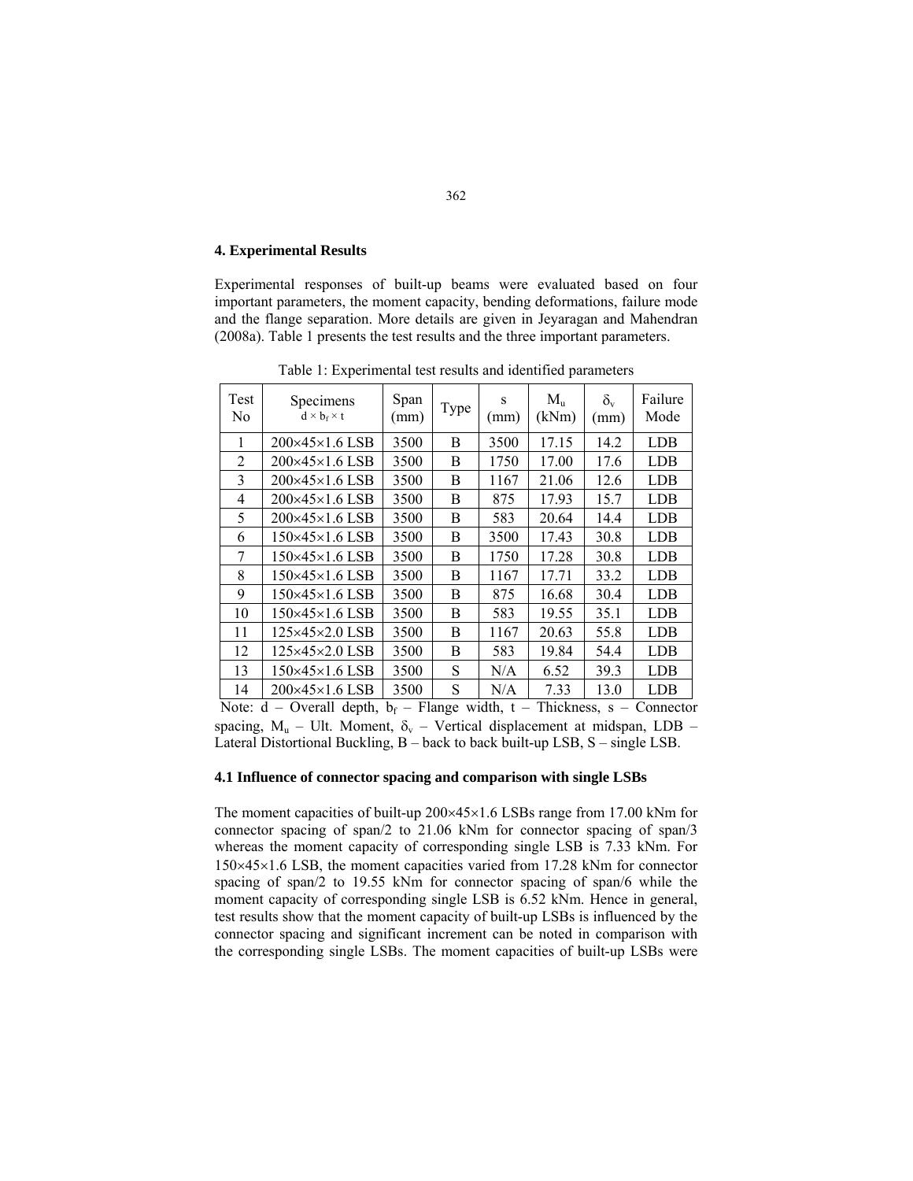## 4. Experimental Results

Experimental responses of built-up beams were evaluated based on four important parameters, the moment capacity, bending deformations, failure mode and the flange separation. More details are given in Jeyaragan and Mahendran (2008a). Table 1 presents the test results and the three important parameters.

Table 1: Experimental test results and identified parameters

| Test No | Specimens $d \times b_f \times t$ | Span (mm) | Type | s (mm) | $M_u$ (kNm) | $\delta_v$ (mm) | Failure Mode |
|---|---|---|---|---|---|---|---|
| 1 | 200×45×1.6 LSB | 3500 | B | 3500 | 17.15 | 14.2 | LDB |
| 2 | 200×45×1.6 LSB | 3500 | B | 1750 | 17.00 | 17.6 | LDB |
| 3 | 200×45×1.6 LSB | 3500 | B | 1167 | 21.06 | 12.6 | LDB |
| 4 | 200×45×1.6 LSB | 3500 | B | 875 | 17.93 | 15.7 | LDB |
| 5 | 200×45×1.6 LSB | 3500 | B | 583 | 20.64 | 14.4 | LDB |
| 6 | 150×45×1.6 LSB | 3500 | B | 3500 | 17.43 | 30.8 | LDB |
| 7 | 150×45×1.6 LSB | 3500 | B | 1750 | 17.28 | 30.8 | LDB |
| 8 | 150×45×1.6 LSB | 3500 | B | 1167 | 17.71 | 33.2 | LDB |
| 9 | 150×45×1.6 LSB | 3500 | B | 875 | 16.68 | 30.4 | LDB |
| 10 | 150×45×1.6 LSB | 3500 | B | 583 | 19.55 | 35.1 | LDB |
| 11 | 125×45×2.0 LSB | 3500 | B | 1167 | 20.63 | 55.8 | LDB |
| 12 | 125×45×2.0 LSB | 3500 | B | 583 | 19.84 | 54.4 | LDB |
| 13 | 150×45×1.6 LSB | 3500 | S | N/A | 6.52 | 39.3 | LDB |
| 14 | 200×45×1.6 LSB | 3500 | S | N/A | 7.33 | 13.0 | LDB |

Note: d – Overall depth, $b_f$ – Flange width, t – Thickness, s – Connector spacing, $M_u$ – Ult. Moment, $\delta_v$ – Vertical displacement at midspan, LDB – Lateral Distortional Buckling, B – back to back built-up LSB, S – single LSB.

### 4.1 Influence of connector spacing and comparison with single LSBs

The moment capacities of built-up 200×45×1.6 LSBs range from 17.00 kNm for connector spacing of span/2 to 21.06 kNm for connector spacing of span/3 whereas the moment capacity of corresponding single LSB is 7.33 kNm. For 150×45×1.6 LSB, the moment capacities varied from 17.28 kNm for connector spacing of span/2 to 19.55 kNm for connector spacing of span/6 while the moment capacity of corresponding single LSB is 6.52 kNm. Hence in general, test results show that the moment capacity of built-up LSBs is influenced by the connector spacing and significant increment can be noted in comparison with the corresponding single LSBs. The moment capacities of built-up LSBs were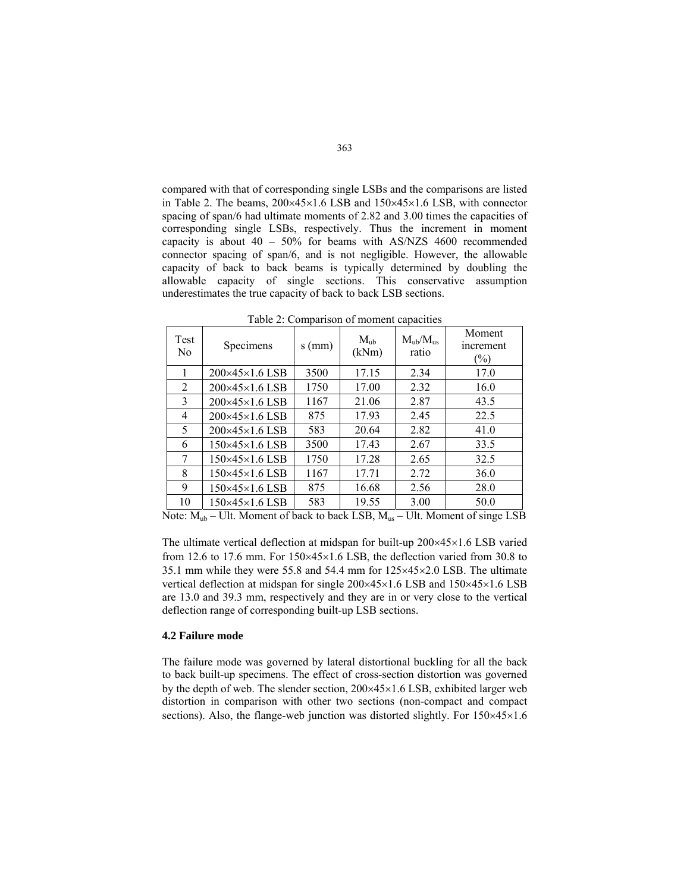compared with that of corresponding single LSBs and the comparisons are listed in Table 2. The beams, 200×45×1.6 LSB and 150×45×1.6 LSB, with connector spacing of span/6 had ultimate moments of 2.82 and 3.00 times the capacities of corresponding single LSBs, respectively. Thus the increment in moment capacity is about 40 – 50% for beams with AS/NZS 4600 recommended connector spacing of span/6, and is not negligible. However, the allowable capacity of back to back beams is typically determined by doubling the allowable capacity of single sections. This conservative assumption underestimates the true capacity of back to back LSB sections.

Table 2: Comparison of moment capacities

| Test No | Specimens | s (mm) | $M_{ub}$ (kNm) | $M_{ub}/M_{us}$ ratio | Moment increment (%) |
|---|---|---|---|---|---|
| 1 | 200×45×1.6 LSB | 3500 | 17.15 | 2.34 | 17.0 |
| 2 | 200×45×1.6 LSB | 1750 | 17.00 | 2.32 | 16.0 |
| 3 | 200×45×1.6 LSB | 1167 | 21.06 | 2.87 | 43.5 |
| 4 | 200×45×1.6 LSB | 875 | 17.93 | 2.45 | 22.5 |
| 5 | 200×45×1.6 LSB | 583 | 20.64 | 2.82 | 41.0 |
| 6 | 150×45×1.6 LSB | 3500 | 17.43 | 2.67 | 33.5 |
| 7 | 150×45×1.6 LSB | 1750 | 17.28 | 2.65 | 32.5 |
| 8 | 150×45×1.6 LSB | 1167 | 17.71 | 2.72 | 36.0 |
| 9 | 150×45×1.6 LSB | 875 | 16.68 | 2.56 | 28.0 |
| 10 | 150×45×1.6 LSB | 583 | 19.55 | 3.00 | 50.0 |

Note: $M_{ub}$ – Ult. Moment of back to back LSB, $M_{us}$ – Ult. Moment of singe LSB

The ultimate vertical deflection at midspan for built-up 200×45×1.6 LSB varied from 12.6 to 17.6 mm. For 150×45×1.6 LSB, the deflection varied from 30.8 to 35.1 mm while they were 55.8 and 54.4 mm for 125×45×2.0 LSB. The ultimate vertical deflection at midspan for single 200×45×1.6 LSB and 150×45×1.6 LSB are 13.0 and 39.3 mm, respectively and they are in or very close to the vertical deflection range of corresponding built-up LSB sections.

### 4.2 Failure mode

The failure mode was governed by lateral distortional buckling for all the back to back built-up specimens. The effect of cross-section distortion was governed by the depth of web. The slender section, 200×45×1.6 LSB, exhibited larger web distortion in comparison with other two sections (non-compact and compact sections). Also, the flange-web junction was distorted slightly. For 150×45×1.6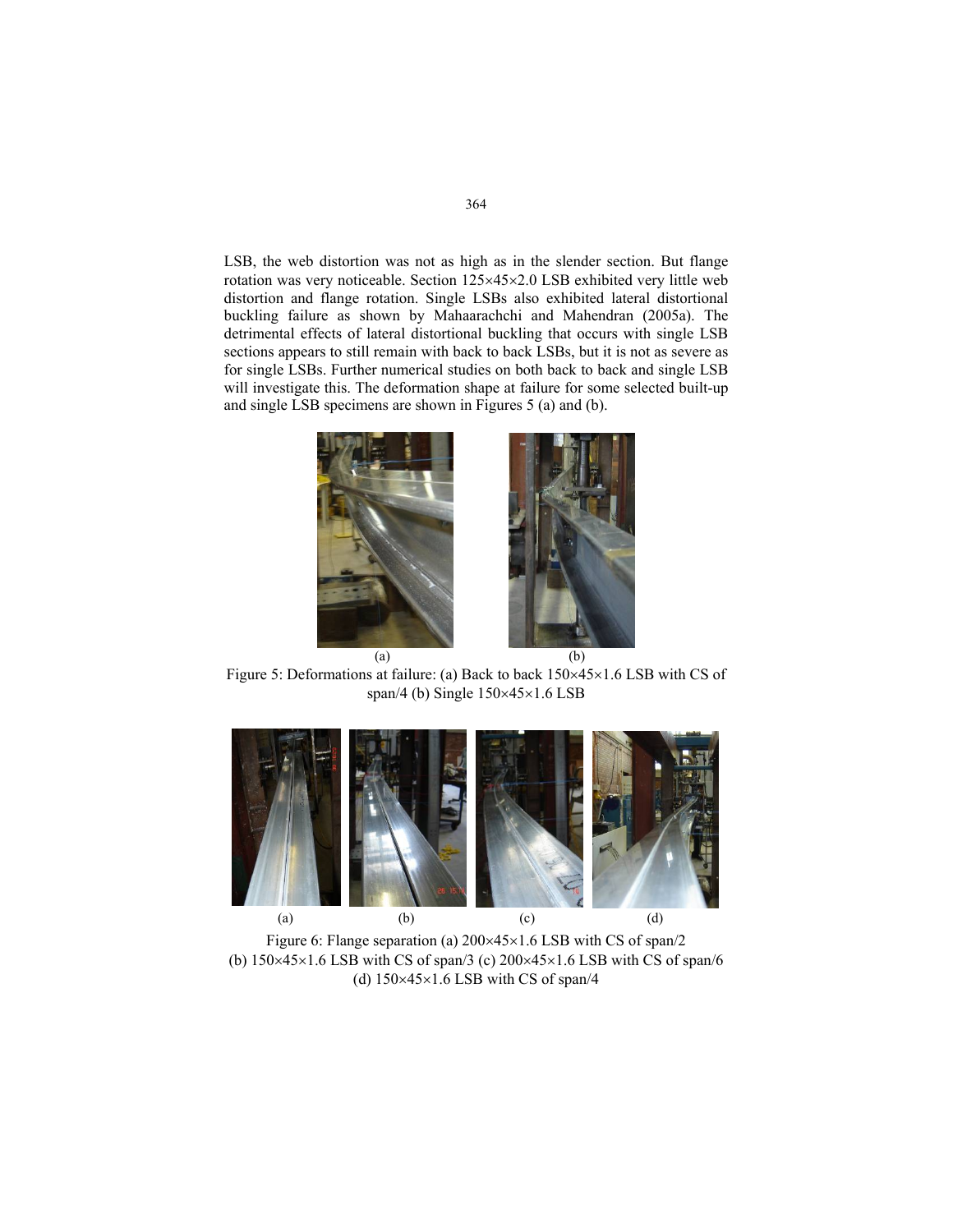LSB, the web distortion was not as high as in the slender section. But flange rotation was very noticeable. Section 125×45×2.0 LSB exhibited very little web distortion and flange rotation. Single LSBs also exhibited lateral distortional buckling failure as shown by Mahaarachchi and Mahendran (2005a). The detrimental effects of lateral distortional buckling that occurs with single LSB sections appears to still remain with back to back LSBs, but it is not as severe as for single LSBs. Further numerical studies on both back to back and single LSB will investigate this. The deformation shape at failure for some selected built-up and single LSB specimens are shown in Figures 5 (a) and (b).

(a) (b)

Figure 5: Deformations at failure: (a) Back to back 150×45×1.6 LSB with CS of span/4 (b) Single 150×45×1.6 LSB

(a) (b) (c) (d)

Figure 6: Flange separation (a) 200×45×1.6 LSB with CS of span/2 (b) 150×45×1.6 LSB with CS of span/3 (c) 200×45×1.6 LSB with CS of span/6 (d) 150×45×1.6 LSB with CS of span/4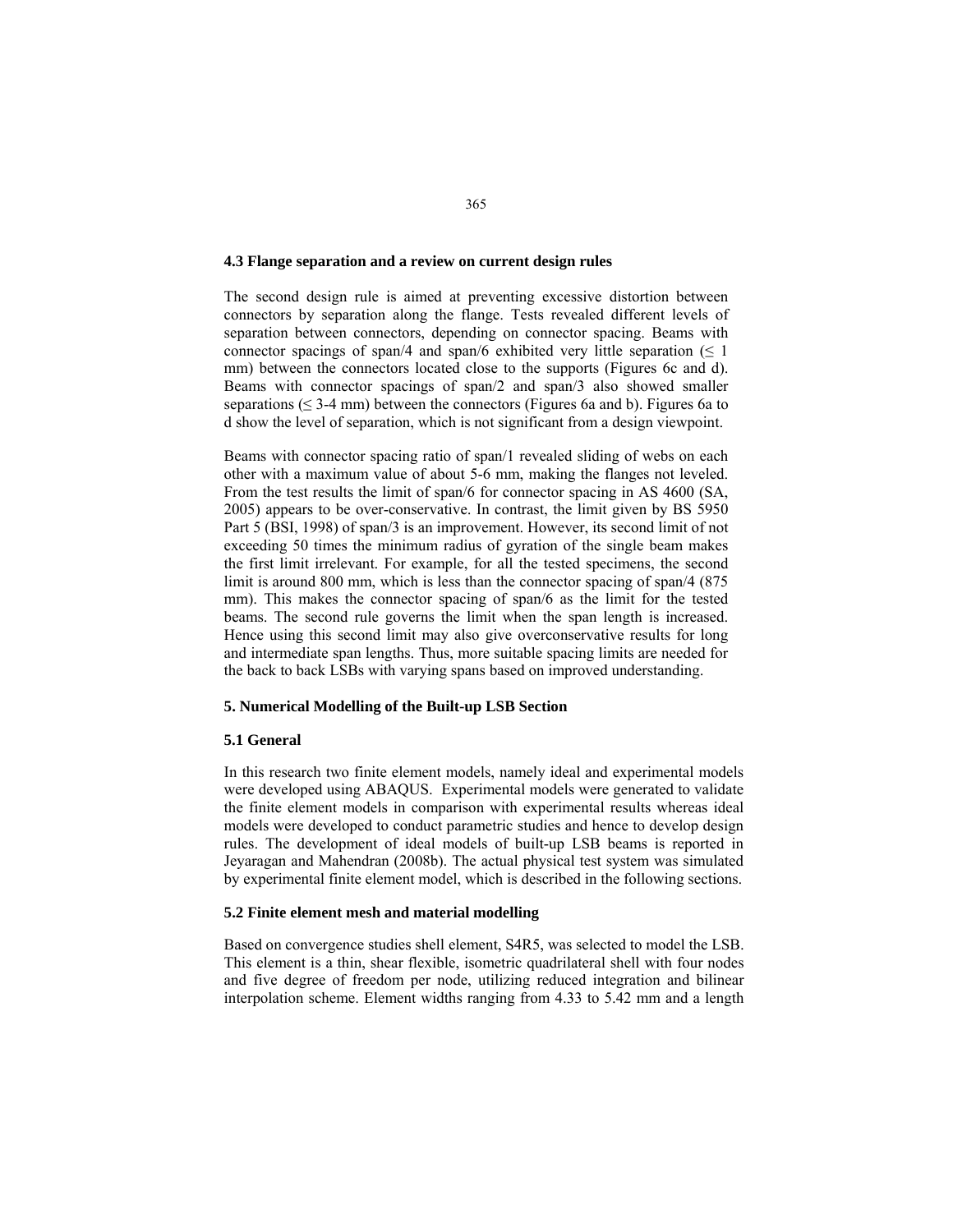### 4.3 Flange separation and a review on current design rules

The second design rule is aimed at preventing excessive distortion between connectors by separation along the flange. Tests revealed different levels of separation between connectors, depending on connector spacing. Beams with connector spacings of span/4 and span/6 exhibited very little separation (≤ 1 mm) between the connectors located close to the supports (Figures 6c and d). Beams with connector spacings of span/2 and span/3 also showed smaller separations (≤ 3-4 mm) between the connectors (Figures 6a and b). Figures 6a to d show the level of separation, which is not significant from a design viewpoint.

Beams with connector spacing ratio of span/1 revealed sliding of webs on each other with a maximum value of about 5-6 mm, making the flanges not leveled. From the test results the limit of span/6 for connector spacing in AS 4600 (SA, 2005) appears to be over-conservative. In contrast, the limit given by BS 5950 Part 5 (BSI, 1998) of span/3 is an improvement. However, its second limit of not exceeding 50 times the minimum radius of gyration of the single beam makes the first limit irrelevant. For example, for all the tested specimens, the second limit is around 800 mm, which is less than the connector spacing of span/4 (875 mm). This makes the connector spacing of span/6 as the limit for the tested beams. The second rule governs the limit when the span length is increased. Hence using this second limit may also give overconservative results for long and intermediate span lengths. Thus, more suitable spacing limits are needed for the back to back LSBs with varying spans based on improved understanding.

## 5. Numerical Modelling of the Built-up LSB Section

### 5.1 General

In this research two finite element models, namely ideal and experimental models were developed using ABAQUS. Experimental models were generated to validate the finite element models in comparison with experimental results whereas ideal models were developed to conduct parametric studies and hence to develop design rules. The development of ideal models of built-up LSB beams is reported in Jeyaragan and Mahendran (2008b). The actual physical test system was simulated by experimental finite element model, which is described in the following sections.

### 5.2 Finite element mesh and material modelling

Based on convergence studies shell element, S4R5, was selected to model the LSB. This element is a thin, shear flexible, isometric quadrilateral shell with four nodes and five degree of freedom per node, utilizing reduced integration and bilinear interpolation scheme. Element widths ranging from 4.33 to 5.42 mm and a length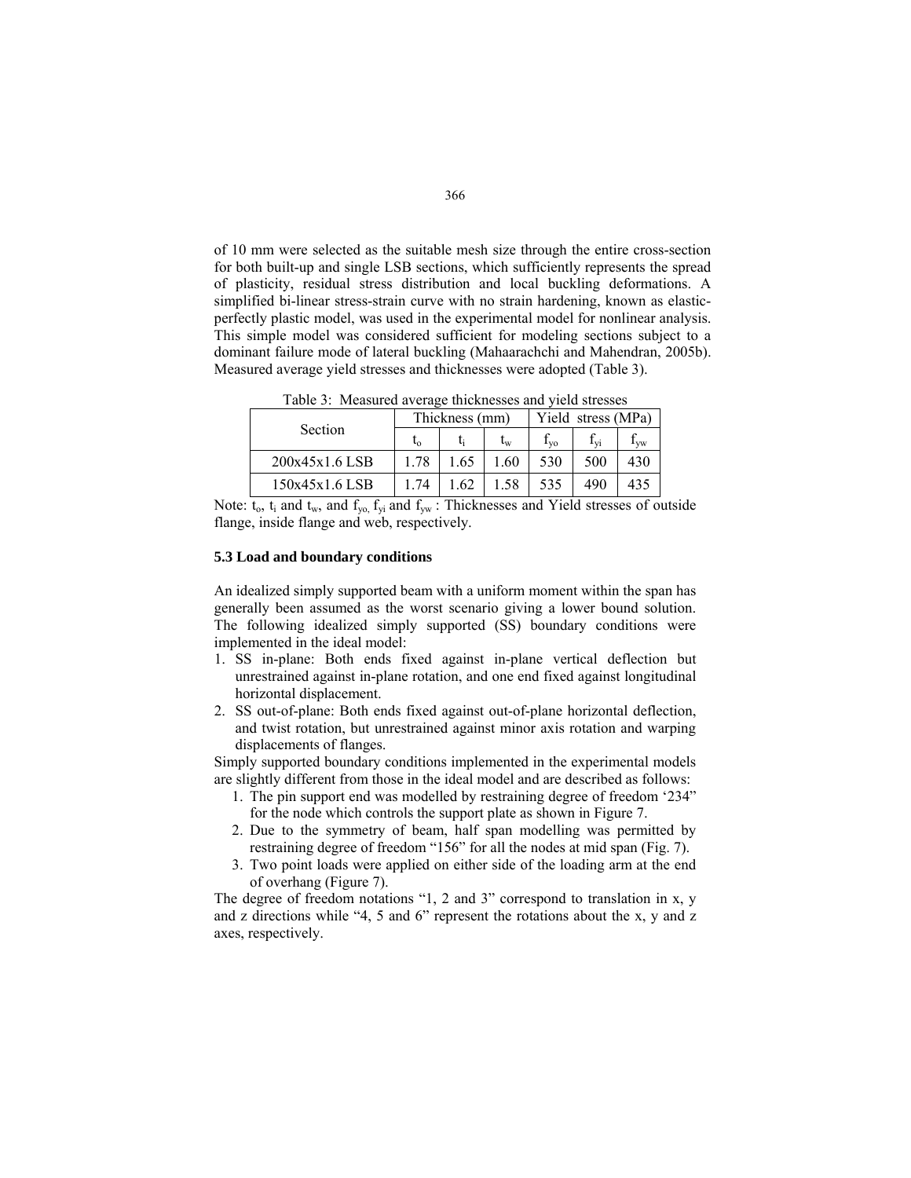of 10 mm were selected as the suitable mesh size through the entire cross-section for both built-up and single LSB sections, which sufficiently represents the spread of plasticity, residual stress distribution and local buckling deformations. A simplified bi-linear stress-strain curve with no strain hardening, known as elastic-perfectly plastic model, was used in the experimental model for nonlinear analysis. This simple model was considered sufficient for modeling sections subject to a dominant failure mode of lateral buckling (Mahaarachchi and Mahendran, 2005b). Measured average yield stresses and thicknesses were adopted (Table 3).

Table 3: Measured average thicknesses and yield stresses

| Section | Thickness (mm) | | | Yield stress (MPa) | | |
|---|---|---|---|---|---|---|
| | $t_o$ | $t_i$ | $t_w$ | $f_{yo}$ | $f_{yi}$ | $f_{yw}$ |
| 200x45x1.6 LSB | 1.78 | 1.65 | 1.60 | 530 | 500 | 430 |
| 150x45x1.6 LSB | 1.74 | 1.62 | 1.58 | 535 | 490 | 435 |

Note: $t_o$, $t_i$ and $t_w$, and $f_{yo}$, $f_{yi}$ and $f_{yw}$ : Thicknesses and Yield stresses of outside flange, inside flange and web, respectively.

### 5.3 Load and boundary conditions

An idealized simply supported beam with a uniform moment within the span has generally been assumed as the worst scenario giving a lower bound solution. The following idealized simply supported (SS) boundary conditions were implemented in the ideal model:

1. SS in-plane: Both ends fixed against in-plane vertical deflection but unrestrained against in-plane rotation, and one end fixed against longitudinal horizontal displacement.
2. SS out-of-plane: Both ends fixed against out-of-plane horizontal deflection, and twist rotation, but unrestrained against minor axis rotation and warping displacements of flanges.

Simply supported boundary conditions implemented in the experimental models are slightly different from those in the ideal model and are described as follows:

1. The pin support end was modelled by restraining degree of freedom '234" for the node which controls the support plate as shown in Figure 7.
2. Due to the symmetry of beam, half span modelling was permitted by restraining degree of freedom "156" for all the nodes at mid span (Fig. 7).
3. Two point loads were applied on either side of the loading arm at the end of overhang (Figure 7).

The degree of freedom notations "1, 2 and 3" correspond to translation in x, y and z directions while "4, 5 and 6" represent the rotations about the x, y and z axes, respectively.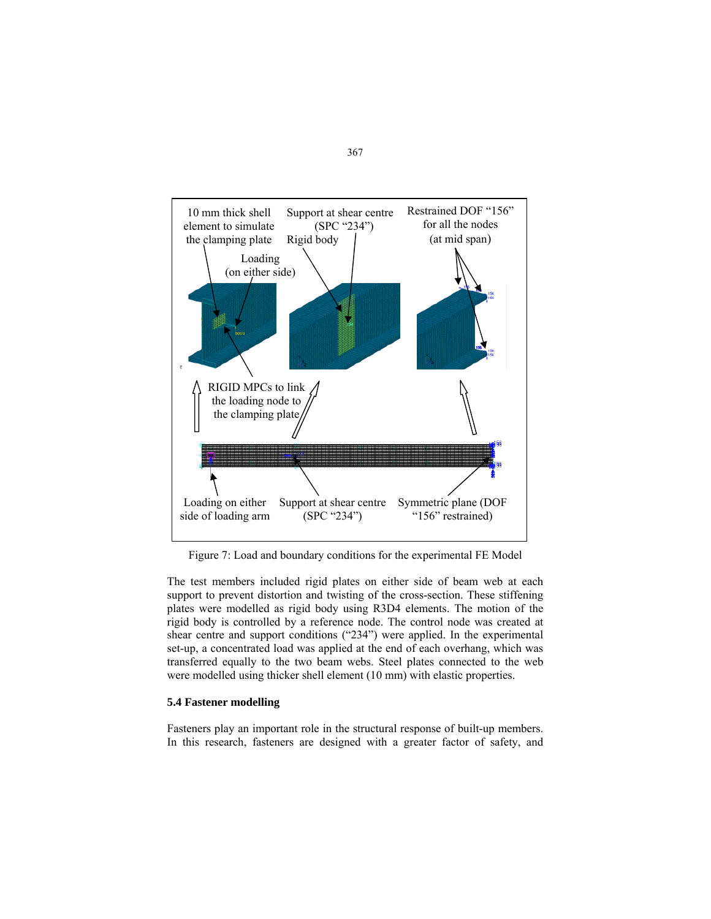10 mm thick shell element to simulate the clamping plate

Loading (on either side)

Support at shear centre (SPC "234")

Rigid body

Restrained DOF "156" for all the nodes (at mid span)

RIGID MPCs to link the loading node to the clamping plate

Loading on either side of loading arm

Support at shear centre (SPC "234")

Symmetric plane (DOF "156" restrained)

Figure 7: Load and boundary conditions for the experimental FE Model

The test members included rigid plates on either side of beam web at each support to prevent distortion and twisting of the cross-section. These stiffening plates were modelled as rigid body using R3D4 elements. The motion of the rigid body is controlled by a reference node. The control node was created at shear centre and support conditions ("234") were applied. In the experimental set-up, a concentrated load was applied at the end of each overhang, which was transferred equally to the two beam webs. Steel plates connected to the web were modelled using thicker shell element (10 mm) with elastic properties.

### 5.4 Fastener modelling

Fasteners play an important role in the structural response of built-up members. In this research, fasteners are designed with a greater factor of safety, and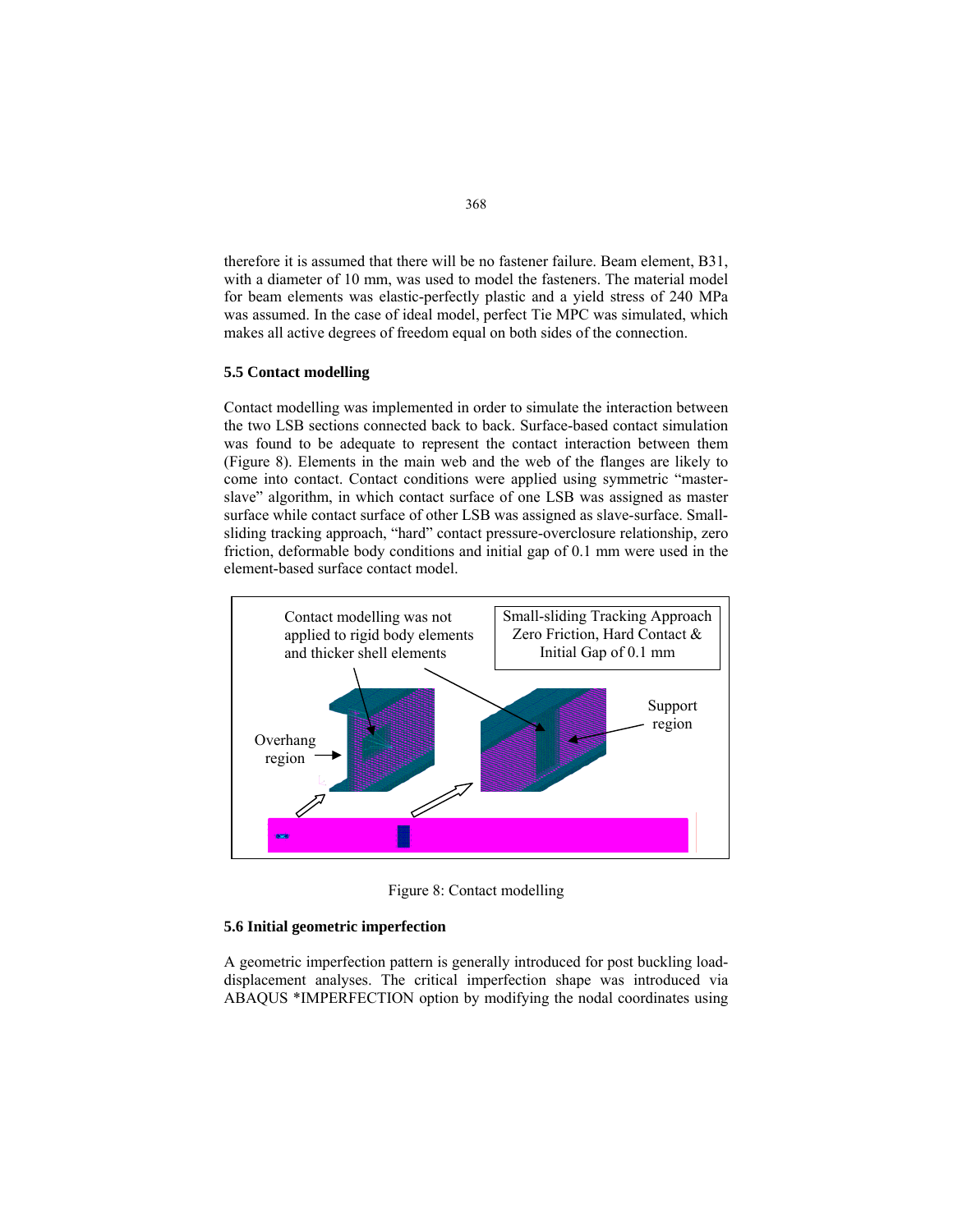therefore it is assumed that there will be no fastener failure. Beam element, B31, with a diameter of 10 mm, was used to model the fasteners. The material model for beam elements was elastic-perfectly plastic and a yield stress of 240 MPa was assumed. In the case of ideal model, perfect Tie MPC was simulated, which makes all active degrees of freedom equal on both sides of the connection.

### 5.5 Contact modelling

Contact modelling was implemented in order to simulate the interaction between the two LSB sections connected back to back. Surface-based contact simulation was found to be adequate to represent the contact interaction between them (Figure 8). Elements in the main web and the web of the flanges are likely to come into contact. Contact conditions were applied using symmetric "master-slave" algorithm, in which contact surface of one LSB was assigned as master surface while contact surface of other LSB was assigned as slave-surface. Small-sliding tracking approach, "hard" contact pressure-overclosure relationship, zero friction, deformable body conditions and initial gap of 0.1 mm were used in the element-based surface contact model.

Contact modelling was not applied to rigid body elements and thicker shell elements

Small-sliding Tracking Approach
Zero Friction, Hard Contact &
Initial Gap of 0.1 mm

Support region

Overhang region

Figure 8: Contact modelling

### 5.6 Initial geometric imperfection

A geometric imperfection pattern is generally introduced for post buckling load-displacement analyses. The critical imperfection shape was introduced via ABAQUS *IMPERFECTION option by modifying the nodal coordinates using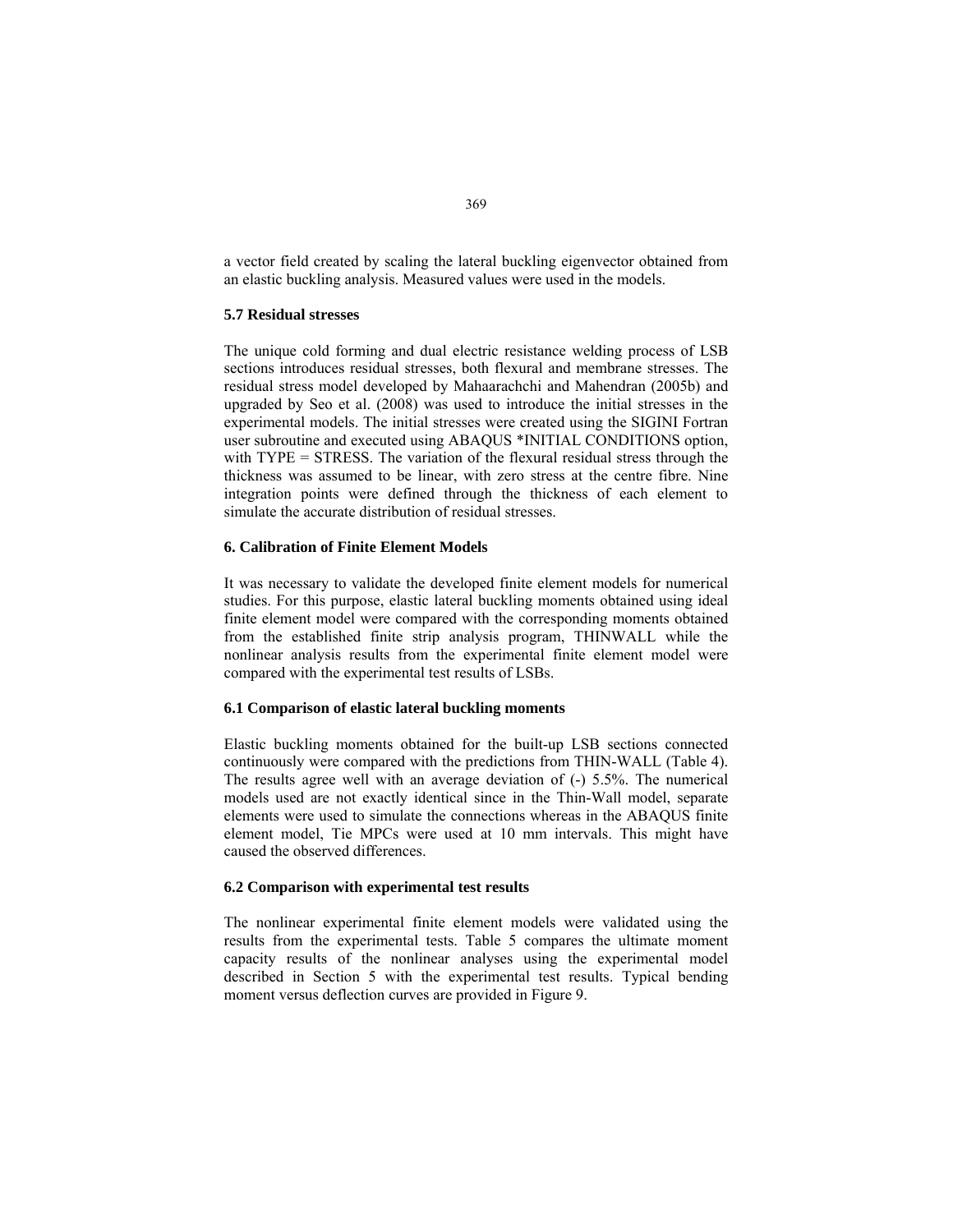a vector field created by scaling the lateral buckling eigenvector obtained from an elastic buckling analysis. Measured values were used in the models.

### 5.7 Residual stresses

The unique cold forming and dual electric resistance welding process of LSB sections introduces residual stresses, both flexural and membrane stresses. The residual stress model developed by Mahaarachchi and Mahendran (2005b) and upgraded by Seo et al. (2008) was used to introduce the initial stresses in the experimental models. The initial stresses were created using the SIGINI Fortran user subroutine and executed using ABAQUS *INITIAL CONDITIONS option, with TYPE = STRESS. The variation of the flexural residual stress through the thickness was assumed to be linear, with zero stress at the centre fibre. Nine integration points were defined through the thickness of each element to simulate the accurate distribution of residual stresses.

## 6. Calibration of Finite Element Models

It was necessary to validate the developed finite element models for numerical studies. For this purpose, elastic lateral buckling moments obtained using ideal finite element model were compared with the corresponding moments obtained from the established finite strip analysis program, THINWALL while the nonlinear analysis results from the experimental finite element model were compared with the experimental test results of LSBs.

### 6.1 Comparison of elastic lateral buckling moments

Elastic buckling moments obtained for the built-up LSB sections connected continuously were compared with the predictions from THIN-WALL (Table 4). The results agree well with an average deviation of (-) 5.5%. The numerical models used are not exactly identical since in the Thin-Wall model, separate elements were used to simulate the connections whereas in the ABAQUS finite element model, Tie MPCs were used at 10 mm intervals. This might have caused the observed differences.

### 6.2 Comparison with experimental test results

The nonlinear experimental finite element models were validated using the results from the experimental tests. Table 5 compares the ultimate moment capacity results of the nonlinear analyses using the experimental model described in Section 5 with the experimental test results. Typical bending moment versus deflection curves are provided in Figure 9.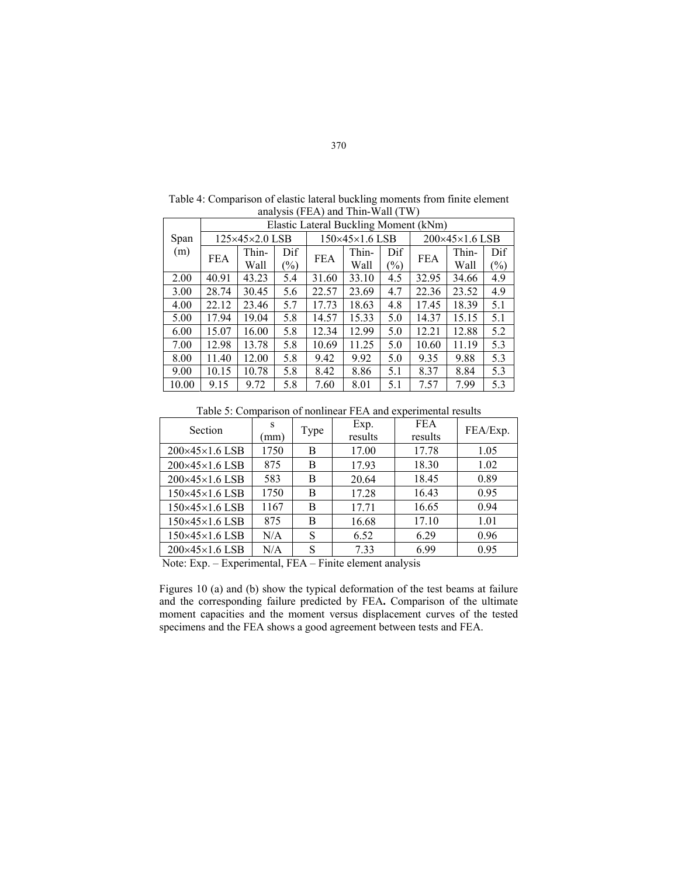Table 4: Comparison of elastic lateral buckling moments from finite element analysis (FEA) and Thin-Wall (TW)

| Span (m) | Elastic Lateral Buckling Moment (kNm) | | | | | | | | |
|---|---|---|---|---|---|---|---|---|---|
| | 125×45×2.0 LSB | | | 150×45×1.6 LSB | | | 200×45×1.6 LSB | | |
| | FEA | Thin-Wall | Dif (%) | FEA | Thin-Wall | Dif (%) | FEA | Thin-Wall | Dif (%) |
| 2.00 | 40.91 | 43.23 | 5.4 | 31.60 | 33.10 | 4.5 | 32.95 | 34.66 | 4.9 |
| 3.00 | 28.74 | 30.45 | 5.6 | 22.57 | 23.69 | 4.7 | 22.36 | 23.52 | 4.9 |
| 4.00 | 22.12 | 23.46 | 5.7 | 17.73 | 18.63 | 4.8 | 17.45 | 18.39 | 5.1 |
| 5.00 | 17.94 | 19.04 | 5.8 | 14.57 | 15.33 | 5.0 | 14.37 | 15.15 | 5.1 |
| 6.00 | 15.07 | 16.00 | 5.8 | 12.34 | 12.99 | 5.0 | 12.21 | 12.88 | 5.2 |
| 7.00 | 12.98 | 13.78 | 5.8 | 10.69 | 11.25 | 5.0 | 10.60 | 11.19 | 5.3 |
| 8.00 | 11.40 | 12.00 | 5.8 | 9.42 | 9.92 | 5.0 | 9.35 | 9.88 | 5.3 |
| 9.00 | 10.15 | 10.78 | 5.8 | 8.42 | 8.86 | 5.1 | 8.37 | 8.84 | 5.3 |
| 10.00 | 9.15 | 9.72 | 5.8 | 7.60 | 8.01 | 5.1 | 7.57 | 7.99 | 5.3 |

Table 5: Comparison of nonlinear FEA and experimental results

| Section | s (mm) | Type | Exp. results | FEA results | FEA/Exp. |
|---|---|---|---|---|---|
| 200×45×1.6 LSB | 1750 | B | 17.00 | 17.78 | 1.05 |
| 200×45×1.6 LSB | 875 | B | 17.93 | 18.30 | 1.02 |
| 200×45×1.6 LSB | 583 | B | 20.64 | 18.45 | 0.89 |
| 150×45×1.6 LSB | 1750 | B | 17.28 | 16.43 | 0.95 |
| 150×45×1.6 LSB | 1167 | B | 17.71 | 16.65 | 0.94 |
| 150×45×1.6 LSB | 875 | B | 16.68 | 17.10 | 1.01 |
| 150×45×1.6 LSB | N/A | S | 6.52 | 6.29 | 0.96 |
| 200×45×1.6 LSB | N/A | S | 7.33 | 6.99 | 0.95 |

Note: Exp. – Experimental, FEA – Finite element analysis

Figures 10 (a) and (b) show the typical deformation of the test beams at failure and the corresponding failure predicted by FEA**.** Comparison of the ultimate moment capacities and the moment versus displacement curves of the tested specimens and the FEA shows a good agreement between tests and FEA.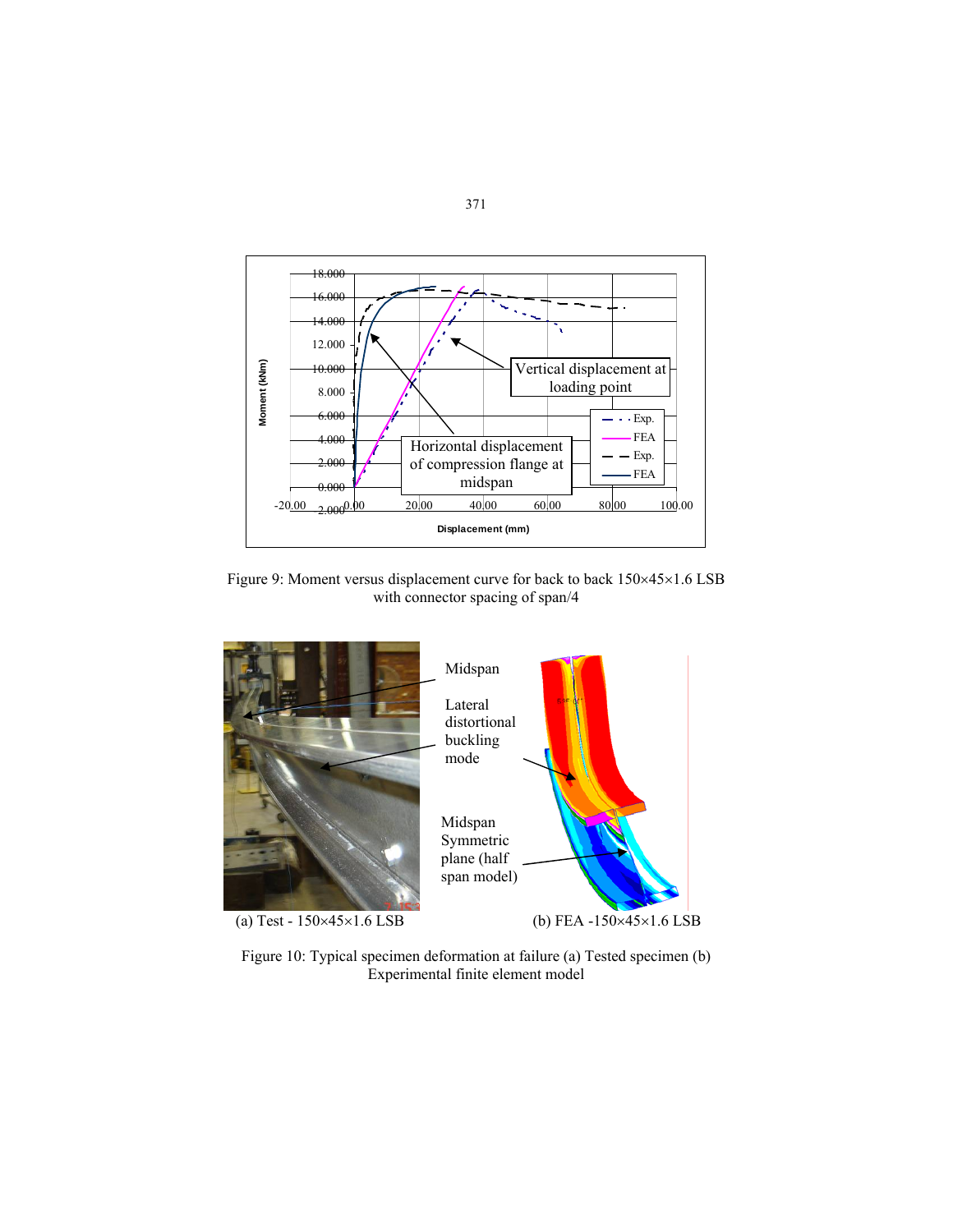Moment (kNm)

18.000
16.000
14.000
12.000
10.000
8.000
6.000
4.000
2.000
0.000
-2.000

-20.00
0.00
20.00
40.00
60.00
80.00
100.00

Displacement (mm)

Vertical displacement at loading point

Horizontal displacement of compression flange at midspan

Exp.
FEA
Exp.
FEA

Figure 9: Moment versus displacement curve for back to back 150×45×1.6 LSB with connector spacing of span/4

Midspan

Lateral distortional buckling mode

Midspan Symmetric plane (half span model)

(a) Test - 150×45×1.6 LSB

(b) FEA -150×45×1.6 LSB

Figure 10: Typical specimen deformation at failure (a) Tested specimen (b) Experimental finite element model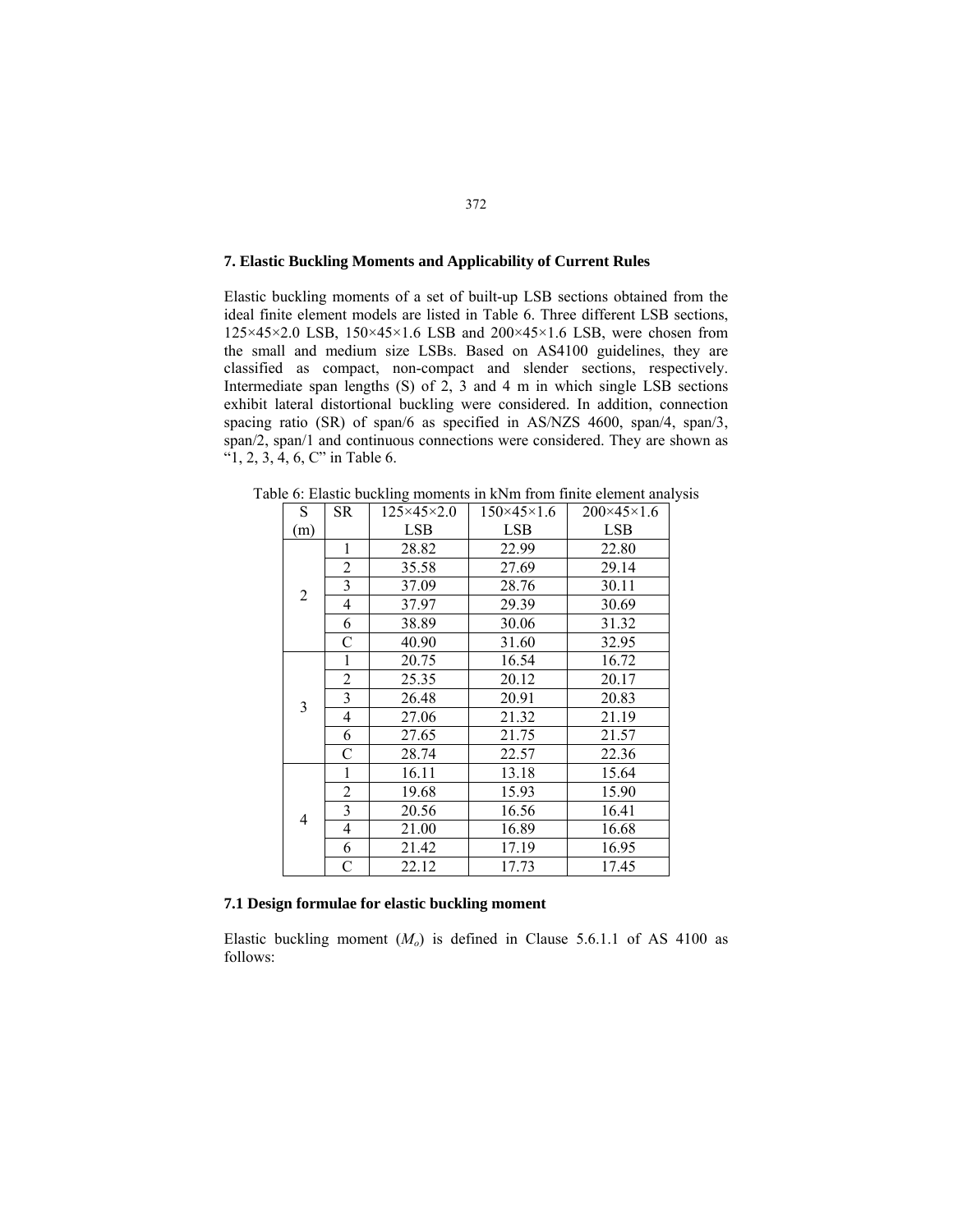## 7. Elastic Buckling Moments and Applicability of Current Rules

Elastic buckling moments of a set of built-up LSB sections obtained from the ideal finite element models are listed in Table 6. Three different LSB sections, 125×45×2.0 LSB, 150×45×1.6 LSB and 200×45×1.6 LSB, were chosen from the small and medium size LSBs. Based on AS4100 guidelines, they are classified as compact, non-compact and slender sections, respectively. Intermediate span lengths (S) of 2, 3 and 4 m in which single LSB sections exhibit lateral distortional buckling were considered. In addition, connection spacing ratio (SR) of span/6 as specified in AS/NZS 4600, span/4, span/3, span/2, span/1 and continuous connections were considered. They are shown as "1, 2, 3, 4, 6, C" in Table 6.

Table 6: Elastic buckling moments in kNm from finite element analysis

| S (m) | SR | 125×45×2.0 LSB | 150×45×1.6 LSB | 200×45×1.6 LSB |
|---|---|---|---|---|
| 2 | 1 | 28.82 | 22.99 | 22.80 |
| | 2 | 35.58 | 27.69 | 29.14 |
| | 3 | 37.09 | 28.76 | 30.11 |
| | 4 | 37.97 | 29.39 | 30.69 |
| | 6 | 38.89 | 30.06 | 31.32 |
| | C | 40.90 | 31.60 | 32.95 |
| 3 | 1 | 20.75 | 16.54 | 16.72 |
| | 2 | 25.35 | 20.12 | 20.17 |
| | 3 | 26.48 | 20.91 | 20.83 |
| | 4 | 27.06 | 21.32 | 21.19 |
| | 6 | 27.65 | 21.75 | 21.57 |
| | C | 28.74 | 22.57 | 22.36 |
| 4 | 1 | 16.11 | 13.18 | 15.64 |
| | 2 | 19.68 | 15.93 | 15.90 |
| | 3 | 20.56 | 16.56 | 16.41 |
| | 4 | 21.00 | 16.89 | 16.68 |
| | 6 | 21.42 | 17.19 | 16.95 |
| | C | 22.12 | 17.73 | 17.45 |

### 7.1 Design formulae for elastic buckling moment

Elastic buckling moment ($M_o$) is defined in Clause 5.6.1.1 of AS 4100 as follows: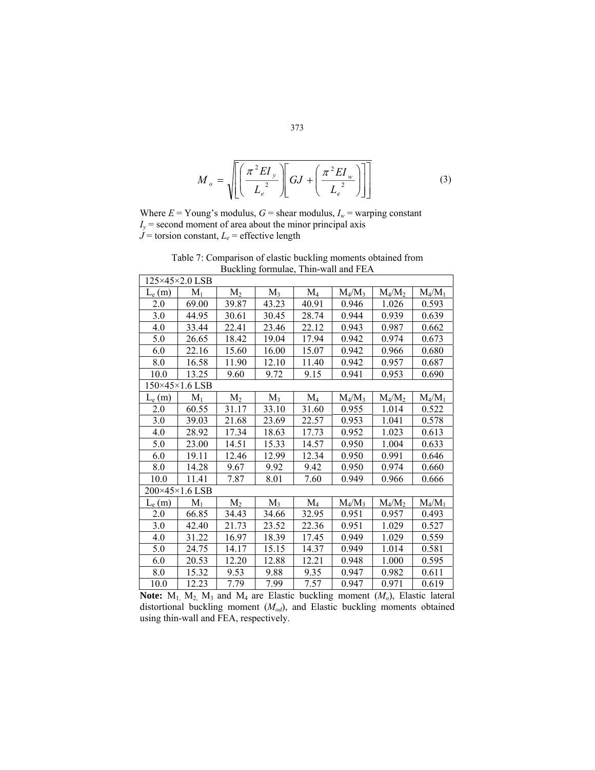$$M_o = \sqrt{\left[\left(\frac{\pi^2 EI_y}{L_e^{\,2}}\right)\left[GJ + \left(\frac{\pi^2 EI_w}{L_e^{\,2}}\right)\right]\right]} \tag{3}$$

Where $E$ = Young's modulus, $G$ = shear modulus, $I_w$ = warping constant
$I_y$ = second moment of area about the minor principal axis
$J$ = torsion constant, $L_e$ = effective length

Table 7: Comparison of elastic buckling moments obtained from Buckling formulae, Thin-wall and FEA

| 125×45×2.0 LSB | | | | | | | |
|---|---|---|---|---|---|---|---|
| $L_e$ (m) | $M_1$ | $M_2$ | $M_3$ | $M_4$ | $M_4/M_3$ | $M_4/M_2$ | $M_4/M_1$ |
| 2.0 | 69.00 | 39.87 | 43.23 | 40.91 | 0.946 | 1.026 | 0.593 |
| 3.0 | 44.95 | 30.61 | 30.45 | 28.74 | 0.944 | 0.939 | 0.639 |
| 4.0 | 33.44 | 22.41 | 23.46 | 22.12 | 0.943 | 0.987 | 0.662 |
| 5.0 | 26.65 | 18.42 | 19.04 | 17.94 | 0.942 | 0.974 | 0.673 |
| 6.0 | 22.16 | 15.60 | 16.00 | 15.07 | 0.942 | 0.966 | 0.680 |
| 8.0 | 16.58 | 11.90 | 12.10 | 11.40 | 0.942 | 0.957 | 0.687 |
| 10.0 | 13.25 | 9.60 | 9.72 | 9.15 | 0.941 | 0.953 | 0.690 |
| 150×45×1.6 LSB | | | | | | | |
| $L_e$ (m) | $M_1$ | $M_2$ | $M_3$ | $M_4$ | $M_4/M_3$ | $M_4/M_2$ | $M_4/M_1$ |
| 2.0 | 60.55 | 31.17 | 33.10 | 31.60 | 0.955 | 1.014 | 0.522 |
| 3.0 | 39.03 | 21.68 | 23.69 | 22.57 | 0.953 | 1.041 | 0.578 |
| 4.0 | 28.92 | 17.34 | 18.63 | 17.73 | 0.952 | 1.023 | 0.613 |
| 5.0 | 23.00 | 14.51 | 15.33 | 14.57 | 0.950 | 1.004 | 0.633 |
| 6.0 | 19.11 | 12.46 | 12.99 | 12.34 | 0.950 | 0.991 | 0.646 |
| 8.0 | 14.28 | 9.67 | 9.92 | 9.42 | 0.950 | 0.974 | 0.660 |
| 10.0 | 11.41 | 7.87 | 8.01 | 7.60 | 0.949 | 0.966 | 0.666 |
| 200×45×1.6 LSB | | | | | | | |
| $L_e$ (m) | $M_1$ | $M_2$ | $M_3$ | $M_4$ | $M_4/M_3$ | $M_4/M_2$ | $M_4/M_1$ |
| 2.0 | 66.85 | 34.43 | 34.66 | 32.95 | 0.951 | 0.957 | 0.493 |
| 3.0 | 42.40 | 21.73 | 23.52 | 22.36 | 0.951 | 1.029 | 0.527 |
| 4.0 | 31.22 | 16.97 | 18.39 | 17.45 | 0.949 | 1.029 | 0.559 |
| 5.0 | 24.75 | 14.17 | 15.15 | 14.37 | 0.949 | 1.014 | 0.581 |
| 6.0 | 20.53 | 12.20 | 12.88 | 12.21 | 0.948 | 1.000 | 0.595 |
| 8.0 | 15.32 | 9.53 | 9.88 | 9.35 | 0.947 | 0.982 | 0.611 |
| 10.0 | 12.23 | 7.79 | 7.99 | 7.57 | 0.947 | 0.971 | 0.619 |

**Note:** $M_1$, $M_2$, $M_3$ and $M_4$ are Elastic buckling moment ($M_o$), Elastic lateral distortional buckling moment ($M_{od}$), and Elastic buckling moments obtained using thin-wall and FEA, respectively.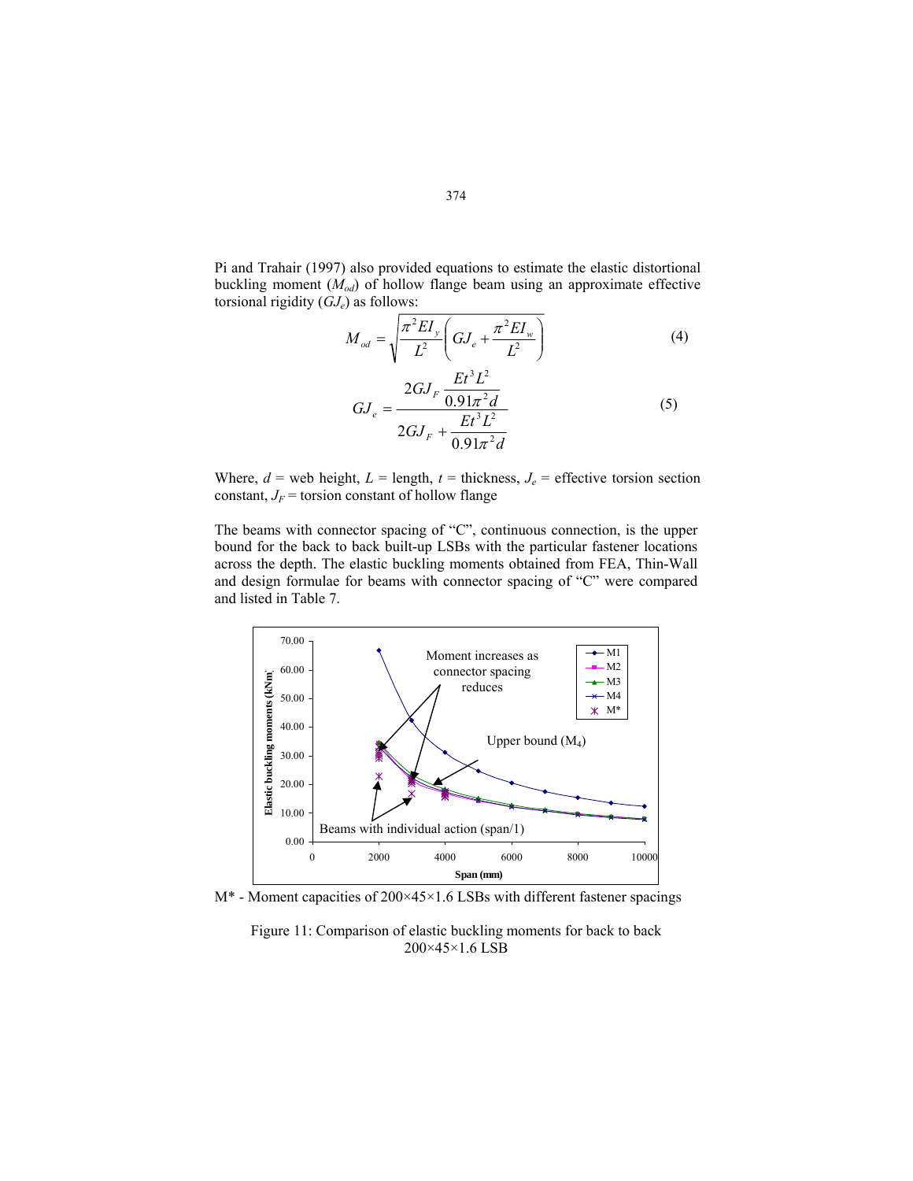Pi and Trahair (1997) also provided equations to estimate the elastic distortional buckling moment ($M_{od}$) of hollow flange beam using an approximate effective torsional rigidity ($GJ_e$) as follows:

$$M_{od} = \sqrt{\frac{\pi^2 EI_y}{L^2}\left(GJ_e + \frac{\pi^2 EI_w}{L^2}\right)} \tag{4}$$

$$GJ_e = \frac{2GJ_F \dfrac{Et^3L^2}{0.91\pi^2 d}}{2GJ_F + \dfrac{Et^3L^2}{0.91\pi^2 d}} \tag{5}$$

Where, $d$ = web height, $L$ = length, $t$ = thickness, $J_e$ = effective torsion section constant, $J_F$ = torsion constant of hollow flange

The beams with connector spacing of "C", continuous connection, is the upper bound for the back to back built-up LSBs with the particular fastener locations across the depth. The elastic buckling moments obtained from FEA, Thin-Wall and design formulae for beams with connector spacing of "C" were compared and listed in Table 7.

Elastic buckling moments (kNm)

0.00
10.00
20.00
30.00
40.00
50.00
60.00
70.00

Span (mm)

0
2000
4000
6000
8000
10000

M1
M2
M3
M4
M*

Moment increases as connector spacing reduces

Upper bound ($M_4$)

Beams with individual action (span/1)

M* - Moment capacities of 200×45×1.6 LSBs with different fastener spacings

Figure 11: Comparison of elastic buckling moments for back to back 200×45×1.6 LSB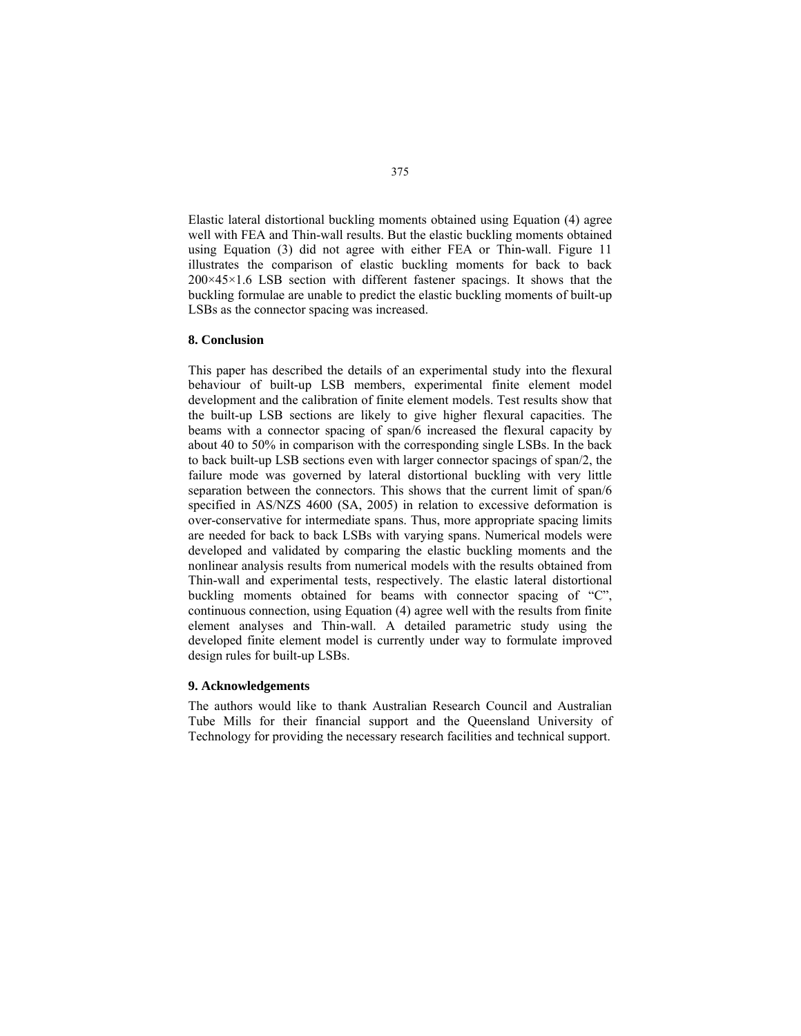Elastic lateral distortional buckling moments obtained using Equation (4) agree well with FEA and Thin-wall results. But the elastic buckling moments obtained using Equation (3) did not agree with either FEA or Thin-wall. Figure 11 illustrates the comparison of elastic buckling moments for back to back $200 \times 45 \times 1.6$ LSB section with different fastener spacings. It shows that the buckling formulae are unable to predict the elastic buckling moments of built-up LSBs as the connector spacing was increased.

## 8. Conclusion

This paper has described the details of an experimental study into the flexural behaviour of built-up LSB members, experimental finite element model development and the calibration of finite element models. Test results show that the built-up LSB sections are likely to give higher flexural capacities. The beams with a connector spacing of span/6 increased the flexural capacity by about 40 to 50% in comparison with the corresponding single LSBs. In the back to back built-up LSB sections even with larger connector spacings of span/2, the failure mode was governed by lateral distortional buckling with very little separation between the connectors. This shows that the current limit of span/6 specified in AS/NZS 4600 (SA, 2005) in relation to excessive deformation is over-conservative for intermediate spans. Thus, more appropriate spacing limits are needed for back to back LSBs with varying spans. Numerical models were developed and validated by comparing the elastic buckling moments and the nonlinear analysis results from numerical models with the results obtained from Thin-wall and experimental tests, respectively. The elastic lateral distortional buckling moments obtained for beams with connector spacing of "C", continuous connection, using Equation (4) agree well with the results from finite element analyses and Thin-wall. A detailed parametric study using the developed finite element model is currently under way to formulate improved design rules for built-up LSBs.

## 9. Acknowledgements

The authors would like to thank Australian Research Council and Australian Tube Mills for their financial support and the Queensland University of Technology for providing the necessary research facilities and technical support.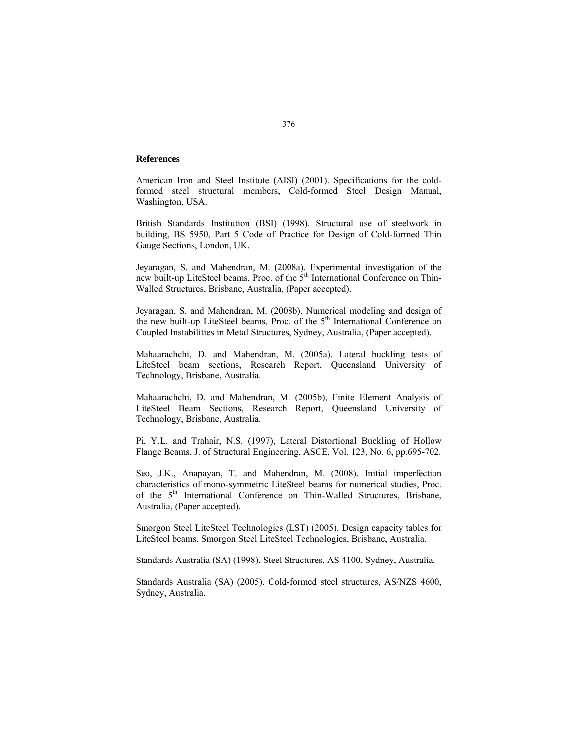## References

American Iron and Steel Institute (AISI) (2001). Specifications for the cold-formed steel structural members, Cold-formed Steel Design Manual, Washington, USA.

British Standards Institution (BSI) (1998). Structural use of steelwork in building, BS 5950, Part 5 Code of Practice for Design of Cold-formed Thin Gauge Sections, London, UK.

Jeyaragan, S. and Mahendran, M. (2008a). Experimental investigation of the new built-up LiteSteel beams, Proc. of the 5th International Conference on Thin-Walled Structures, Brisbane, Australia, (Paper accepted).

Jeyaragan, S. and Mahendran, M. (2008b). Numerical modeling and design of the new built-up LiteSteel beams, Proc. of the 5th International Conference on Coupled Instabilities in Metal Structures, Sydney, Australia, (Paper accepted).

Mahaarachchi, D. and Mahendran, M. (2005a). Lateral buckling tests of LiteSteel beam sections, Research Report, Queensland University of Technology, Brisbane, Australia.

Mahaarachchi, D. and Mahendran, M. (2005b), Finite Element Analysis of LiteSteel Beam Sections, Research Report, Queensland University of Technology, Brisbane, Australia.

Pi, Y.L. and Trahair, N.S. (1997), Lateral Distortional Buckling of Hollow Flange Beams, J. of Structural Engineering, ASCE, Vol. 123, No. 6, pp.695-702.

Seo, J.K., Anapayan, T. and Mahendran, M. (2008). Initial imperfection characteristics of mono-symmetric LiteSteel beams for numerical studies, Proc. of the 5th International Conference on Thin-Walled Structures, Brisbane, Australia, (Paper accepted).

Smorgon Steel LiteSteel Technologies (LST) (2005). Design capacity tables for LiteSteel beams, Smorgon Steel LiteSteel Technologies, Brisbane, Australia.

Standards Australia (SA) (1998), Steel Structures, AS 4100, Sydney, Australia.

Standards Australia (SA) (2005). Cold-formed steel structures, AS/NZS 4600, Sydney, Australia.